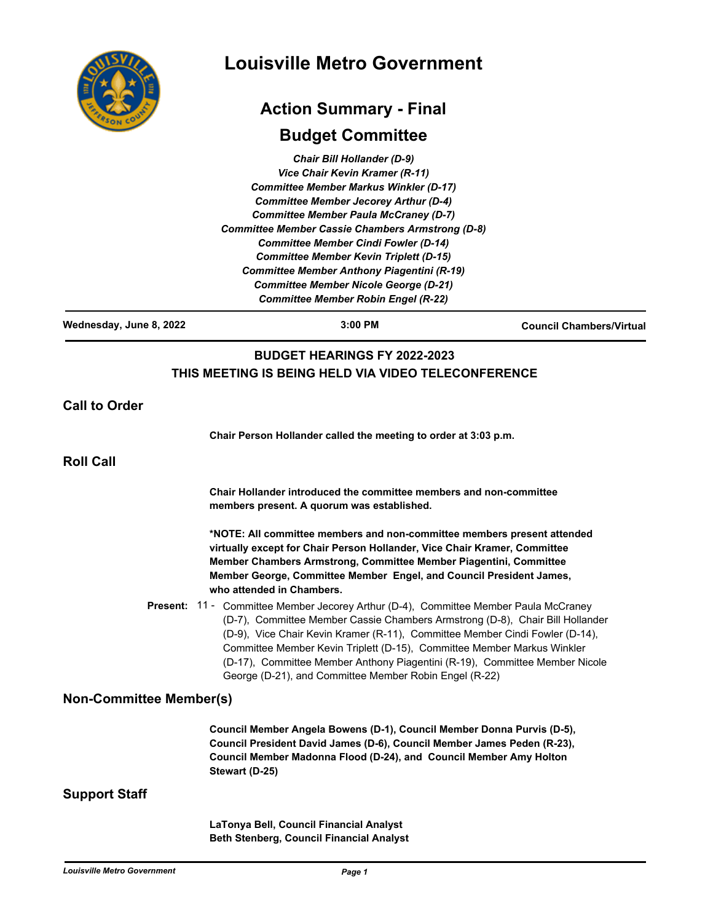# Louisville Metro Government

## Action Summary - Final

## Budget Committee

*Chair Bill Hollander (D-9)*
*Vice Chair Kevin Kramer (R-11)*
*Committee Member Markus Winkler (D-17)*
*Committee Member Jecorey Arthur (D-4)*
*Committee Member Paula McCraney (D-7)*
*Committee Member Cassie Chambers Armstrong (D-8)*
*Committee Member Cindi Fowler (D-14)*
*Committee Member Kevin Triplett (D-15)*
*Committee Member Anthony Piagentini (R-19)*
*Committee Member Nicole George (D-21)*
*Committee Member Robin Engel (R-22)*

---

**Wednesday, June 8, 2022** | **3:00 PM** | **Council Chambers/Virtual**

---

**BUDGET HEARINGS FY 2022-2023**
**THIS MEETING IS BEING HELD VIA VIDEO TELECONFERENCE**

## Call to Order

**Chair Person Hollander called the meeting to order at 3:03 p.m.**

## Roll Call

**Chair Hollander introduced the committee members and non-committee members present. A quorum was established.**

**\*NOTE: All committee members and non-committee members present attended virtually except for Chair Person Hollander, Vice Chair Kramer, Committee Member Chambers Armstrong, Committee Member Piagentini, Committee Member George, Committee Member Engel, and Council President James, who attended in Chambers.**

**Present:** 11 - Committee Member Jecorey Arthur (D-4), Committee Member Paula McCraney (D-7), Committee Member Cassie Chambers Armstrong (D-8), Chair Bill Hollander (D-9), Vice Chair Kevin Kramer (R-11), Committee Member Cindi Fowler (D-14), Committee Member Kevin Triplett (D-15), Committee Member Markus Winkler (D-17), Committee Member Anthony Piagentini (R-19), Committee Member Nicole George (D-21), and Committee Member Robin Engel (R-22)

## Non-Committee Member(s)

**Council Member Angela Bowens (D-1), Council Member Donna Purvis (D-5), Council President David James (D-6), Council Member James Peden (R-23), Council Member Madonna Flood (D-24), and Council Member Amy Holton Stewart (D-25)**

## Support Staff

**LaTonya Bell, Council Financial Analyst**
**Beth Stenberg, Council Financial Analyst**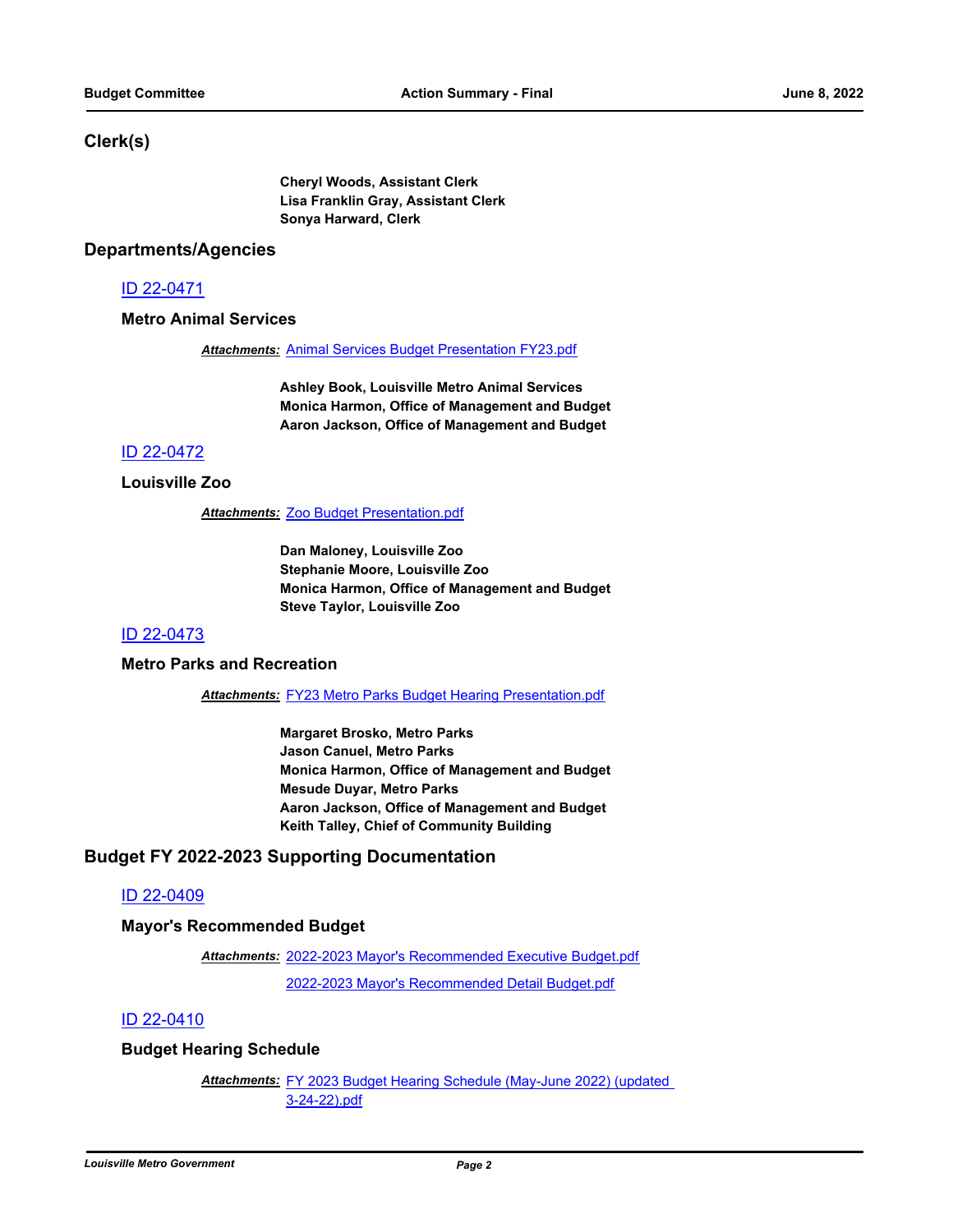## Clerk(s)

**Cheryl Woods, Assistant Clerk**
**Lisa Franklin Gray, Assistant Clerk**
**Sonya Harward, Clerk**

## Departments/Agencies

### ID 22-0471

**Metro Animal Services**

***Attachments:*** Animal Services Budget Presentation FY23.pdf

**Ashley Book, Louisville Metro Animal Services**
**Monica Harmon, Office of Management and Budget**
**Aaron Jackson, Office of Management and Budget**

### ID 22-0472

**Louisville Zoo**

***Attachments:*** Zoo Budget Presentation.pdf

**Dan Maloney, Louisville Zoo**
**Stephanie Moore, Louisville Zoo**
**Monica Harmon, Office of Management and Budget**
**Steve Taylor, Louisville Zoo**

### ID 22-0473

**Metro Parks and Recreation**

***Attachments:*** FY23 Metro Parks Budget Hearing Presentation.pdf

**Margaret Brosko, Metro Parks**
**Jason Canuel, Metro Parks**
**Monica Harmon, Office of Management and Budget**
**Mesude Duyar, Metro Parks**
**Aaron Jackson, Office of Management and Budget**
**Keith Talley, Chief of Community Building**

## Budget FY 2022-2023 Supporting Documentation

### ID 22-0409

**Mayor's Recommended Budget**

***Attachments:*** 2022-2023 Mayor's Recommended Executive Budget.pdf
2022-2023 Mayor's Recommended Detail Budget.pdf

### ID 22-0410

**Budget Hearing Schedule**

***Attachments:*** FY 2023 Budget Hearing Schedule (May-June 2022) (updated 3-24-22).pdf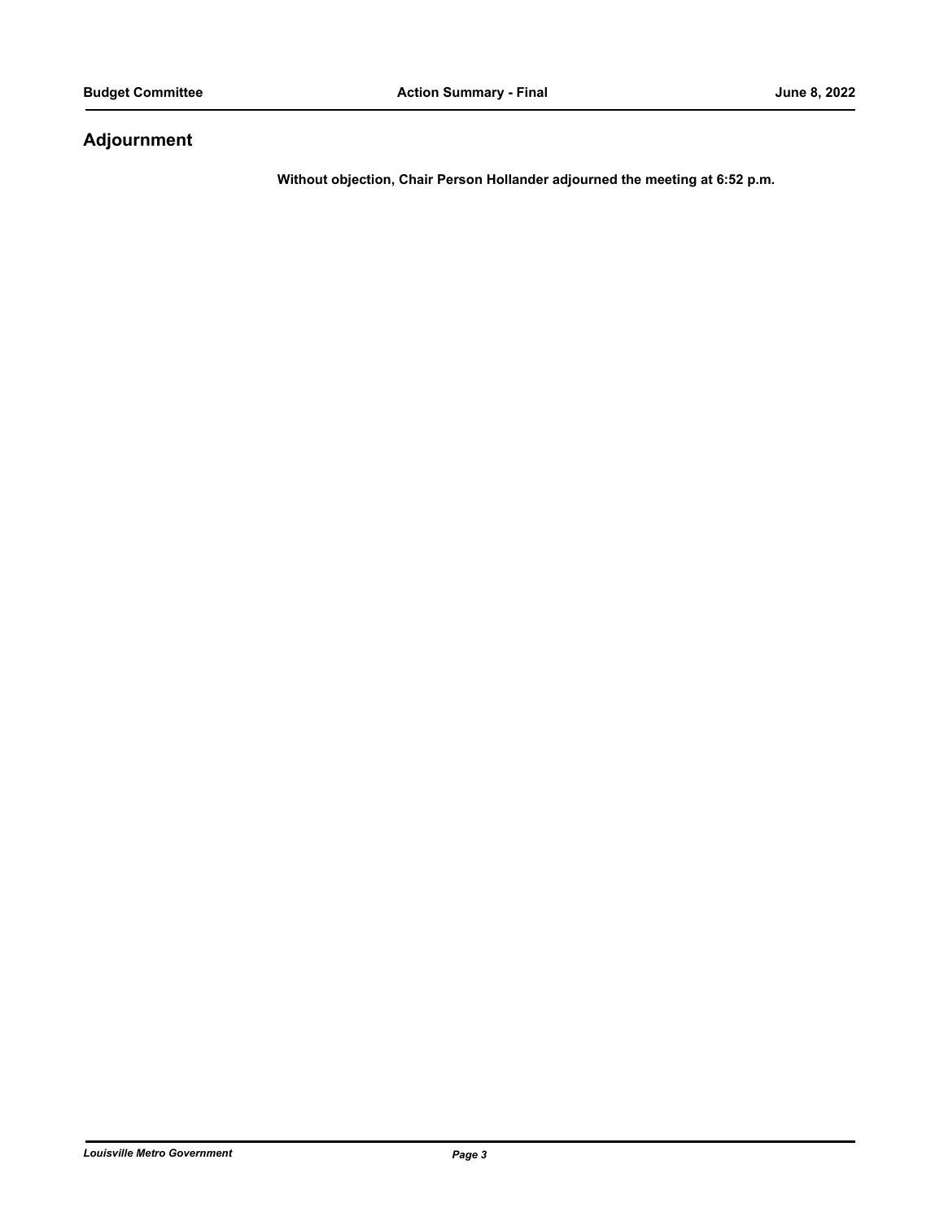## Adjournment

**Without objection, Chair Person Hollander adjourned the meeting at 6:52 p.m.**